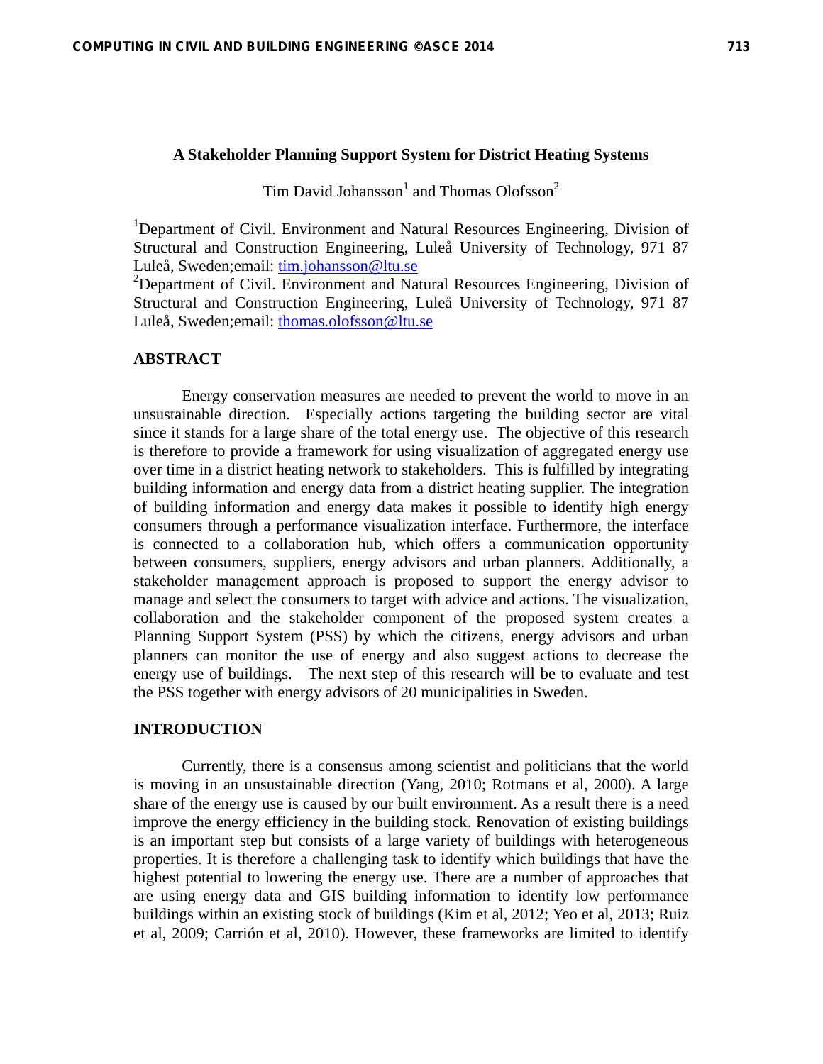# A Stakeholder Planning Support System for District Heating Systems

Tim David Johansson[1] and Thomas Olofsson[2]

[1]Department of Civil. Environment and Natural Resources Engineering, Division of Structural and Construction Engineering, Luleå University of Technology, 971 87 Luleå, Sweden;email: tim.johansson@ltu.se

[2]Department of Civil. Environment and Natural Resources Engineering, Division of Structural and Construction Engineering, Luleå University of Technology, 971 87 Luleå, Sweden;email: thomas.olofsson@ltu.se

## ABSTRACT

Energy conservation measures are needed to prevent the world to move in an unsustainable direction. Especially actions targeting the building sector are vital since it stands for a large share of the total energy use. The objective of this research is therefore to provide a framework for using visualization of aggregated energy use over time in a district heating network to stakeholders. This is fulfilled by integrating building information and energy data from a district heating supplier. The integration of building information and energy data makes it possible to identify high energy consumers through a performance visualization interface. Furthermore, the interface is connected to a collaboration hub, which offers a communication opportunity between consumers, suppliers, energy advisors and urban planners. Additionally, a stakeholder management approach is proposed to support the energy advisor to manage and select the consumers to target with advice and actions. The visualization, collaboration and the stakeholder component of the proposed system creates a Planning Support System (PSS) by which the citizens, energy advisors and urban planners can monitor the use of energy and also suggest actions to decrease the energy use of buildings. The next step of this research will be to evaluate and test the PSS together with energy advisors of 20 municipalities in Sweden.

## INTRODUCTION

Currently, there is a consensus among scientist and politicians that the world is moving in an unsustainable direction (Yang, 2010; Rotmans et al, 2000). A large share of the energy use is caused by our built environment. As a result there is a need improve the energy efficiency in the building stock. Renovation of existing buildings is an important step but consists of a large variety of buildings with heterogeneous properties. It is therefore a challenging task to identify which buildings that have the highest potential to lowering the energy use. There are a number of approaches that are using energy data and GIS building information to identify low performance buildings within an existing stock of buildings (Kim et al, 2012; Yeo et al, 2013; Ruiz et al, 2009; Carrión et al, 2010). However, these frameworks are limited to identify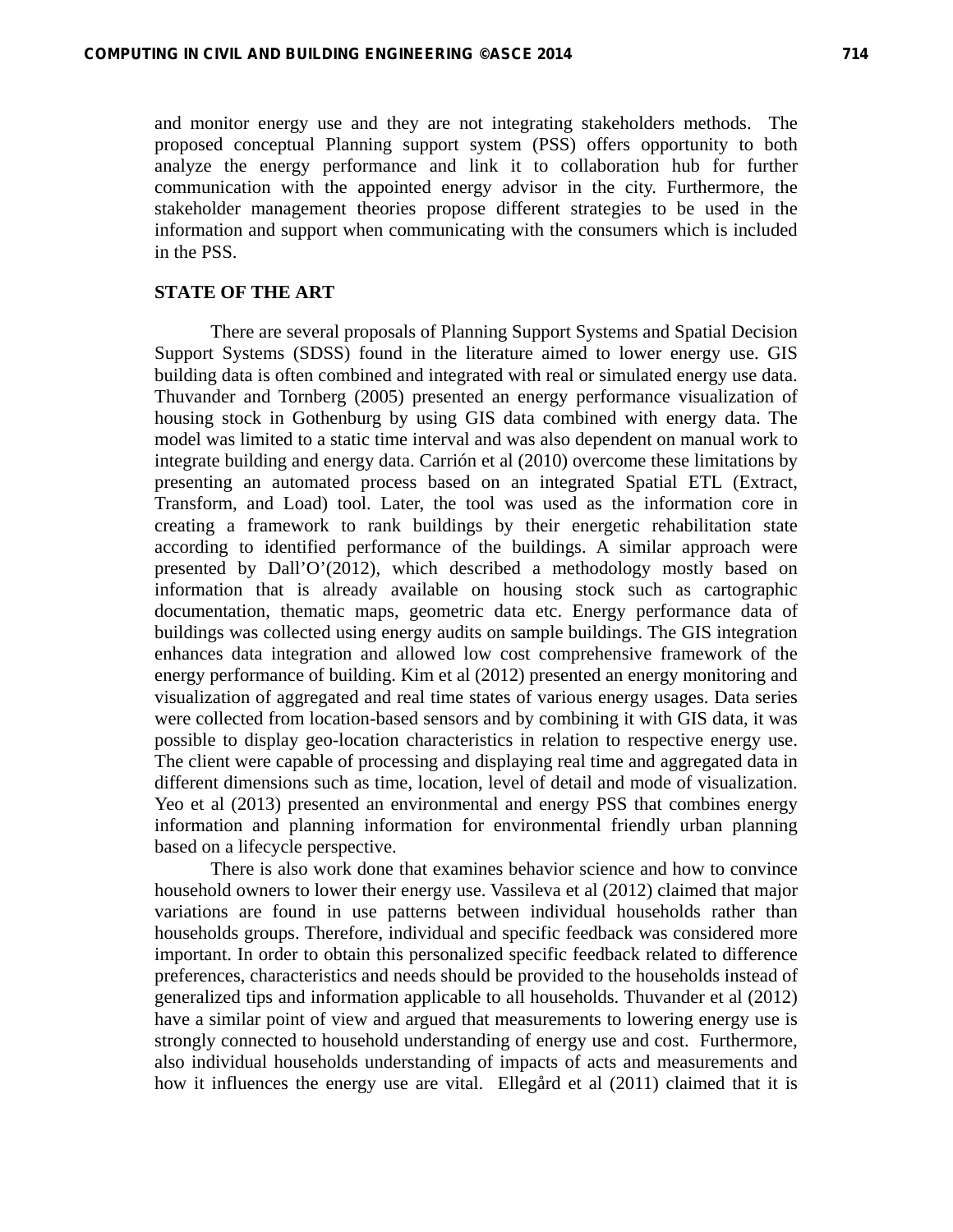and monitor energy use and they are not integrating stakeholders methods. The proposed conceptual Planning support system (PSS) offers opportunity to both analyze the energy performance and link it to collaboration hub for further communication with the appointed energy advisor in the city. Furthermore, the stakeholder management theories propose different strategies to be used in the information and support when communicating with the consumers which is included in the PSS.

## STATE OF THE ART

There are several proposals of Planning Support Systems and Spatial Decision Support Systems (SDSS) found in the literature aimed to lower energy use. GIS building data is often combined and integrated with real or simulated energy use data. Thuvander and Tornberg (2005) presented an energy performance visualization of housing stock in Gothenburg by using GIS data combined with energy data. The model was limited to a static time interval and was also dependent on manual work to integrate building and energy data. Carrión et al (2010) overcome these limitations by presenting an automated process based on an integrated Spatial ETL (Extract, Transform, and Load) tool. Later, the tool was used as the information core in creating a framework to rank buildings by their energetic rehabilitation state according to identified performance of the buildings. A similar approach were presented by Dall'O'(2012), which described a methodology mostly based on information that is already available on housing stock such as cartographic documentation, thematic maps, geometric data etc. Energy performance data of buildings was collected using energy audits on sample buildings. The GIS integration enhances data integration and allowed low cost comprehensive framework of the energy performance of building. Kim et al (2012) presented an energy monitoring and visualization of aggregated and real time states of various energy usages. Data series were collected from location-based sensors and by combining it with GIS data, it was possible to display geo-location characteristics in relation to respective energy use. The client were capable of processing and displaying real time and aggregated data in different dimensions such as time, location, level of detail and mode of visualization. Yeo et al (2013) presented an environmental and energy PSS that combines energy information and planning information for environmental friendly urban planning based on a lifecycle perspective.

There is also work done that examines behavior science and how to convince household owners to lower their energy use. Vassileva et al (2012) claimed that major variations are found in use patterns between individual households rather than households groups. Therefore, individual and specific feedback was considered more important. In order to obtain this personalized specific feedback related to difference preferences, characteristics and needs should be provided to the households instead of generalized tips and information applicable to all households. Thuvander et al (2012) have a similar point of view and argued that measurements to lowering energy use is strongly connected to household understanding of energy use and cost. Furthermore, also individual households understanding of impacts of acts and measurements and how it influences the energy use are vital. Ellegård et al (2011) claimed that it is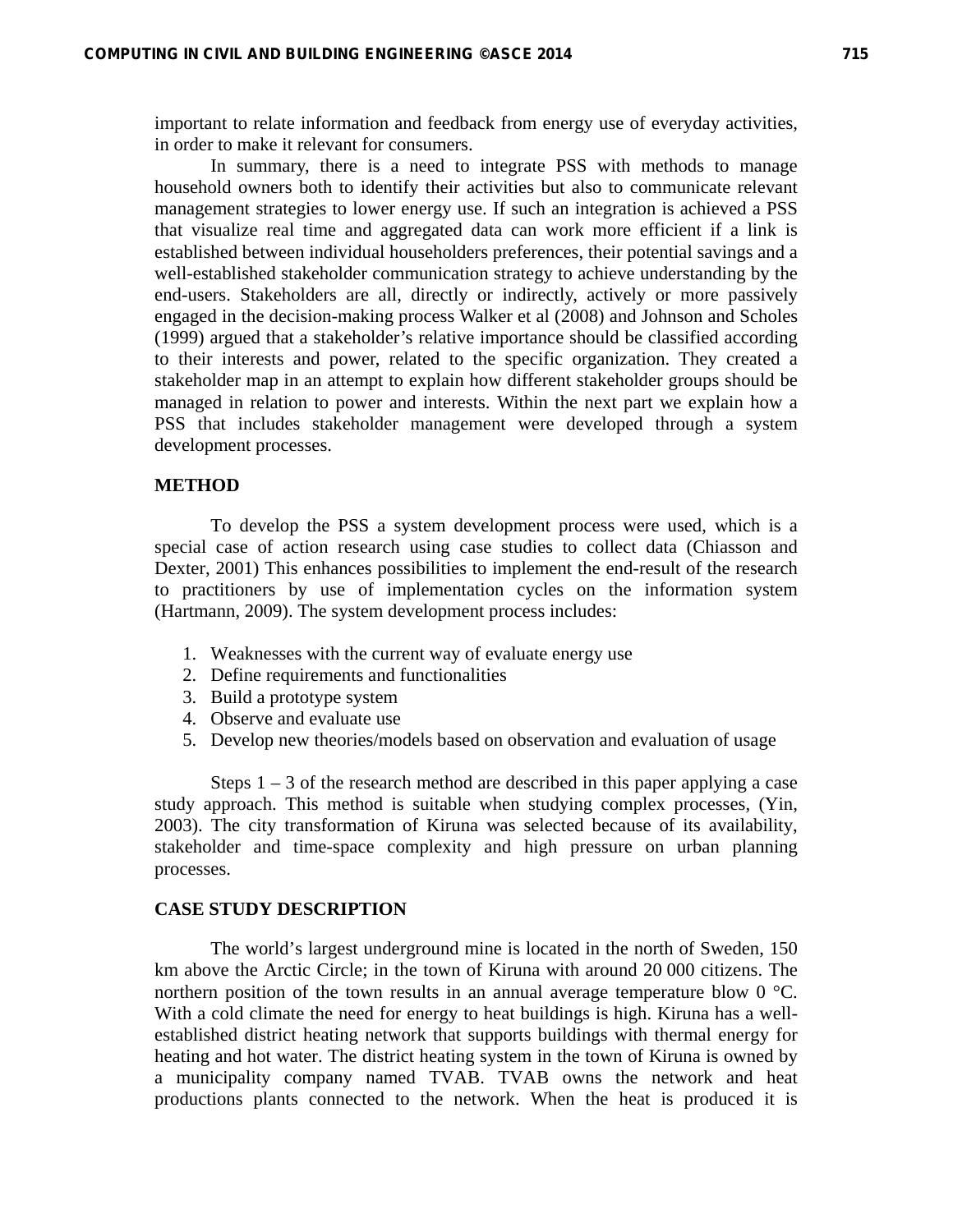important to relate information and feedback from energy use of everyday activities, in order to make it relevant for consumers.

In summary, there is a need to integrate PSS with methods to manage household owners both to identify their activities but also to communicate relevant management strategies to lower energy use. If such an integration is achieved a PSS that visualize real time and aggregated data can work more efficient if a link is established between individual householders preferences, their potential savings and a well-established stakeholder communication strategy to achieve understanding by the end-users. Stakeholders are all, directly or indirectly, actively or more passively engaged in the decision-making process Walker et al (2008) and Johnson and Scholes (1999) argued that a stakeholder's relative importance should be classified according to their interests and power, related to the specific organization. They created a stakeholder map in an attempt to explain how different stakeholder groups should be managed in relation to power and interests. Within the next part we explain how a PSS that includes stakeholder management were developed through a system development processes.

## METHOD

To develop the PSS a system development process were used, which is a special case of action research using case studies to collect data (Chiasson and Dexter, 2001) This enhances possibilities to implement the end-result of the research to practitioners by use of implementation cycles on the information system (Hartmann, 2009). The system development process includes:

1. Weaknesses with the current way of evaluate energy use
2. Define requirements and functionalities
3. Build a prototype system
4. Observe and evaluate use
5. Develop new theories/models based on observation and evaluation of usage

Steps 1 – 3 of the research method are described in this paper applying a case study approach. This method is suitable when studying complex processes, (Yin, 2003). The city transformation of Kiruna was selected because of its availability, stakeholder and time-space complexity and high pressure on urban planning processes.

## CASE STUDY DESCRIPTION

The world's largest underground mine is located in the north of Sweden, 150 km above the Arctic Circle; in the town of Kiruna with around 20 000 citizens. The northern position of the town results in an annual average temperature blow 0 °C. With a cold climate the need for energy to heat buildings is high. Kiruna has a well-established district heating network that supports buildings with thermal energy for heating and hot water. The district heating system in the town of Kiruna is owned by a municipality company named TVAB. TVAB owns the network and heat productions plants connected to the network. When the heat is produced it is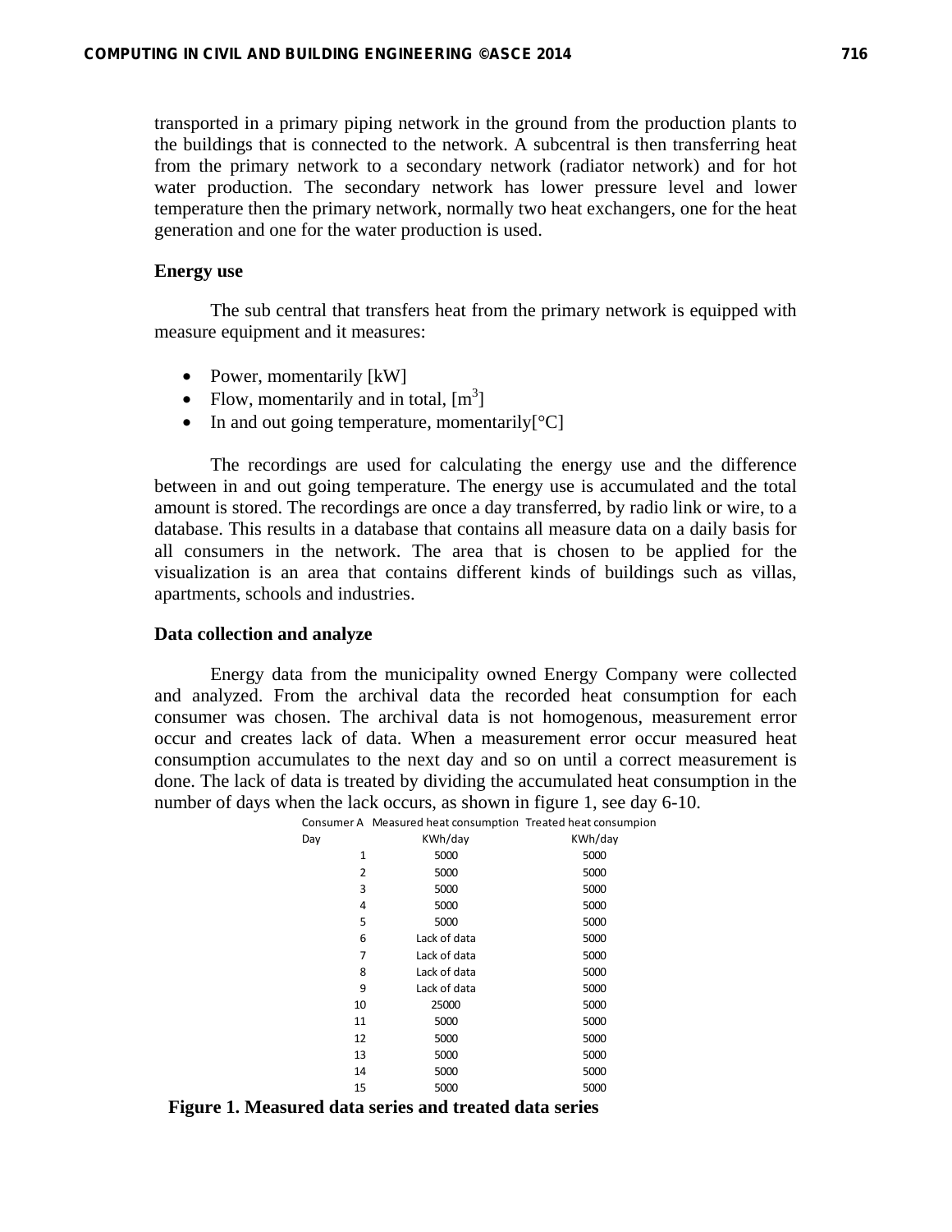transported in a primary piping network in the ground from the production plants to the buildings that is connected to the network. A subcentral is then transferring heat from the primary network to a secondary network (radiator network) and for hot water production. The secondary network has lower pressure level and lower temperature then the primary network, normally two heat exchangers, one for the heat generation and one for the water production is used.

### Energy use

The sub central that transfers heat from the primary network is equipped with measure equipment and it measures:

- Power, momentarily [kW]
- Flow, momentarily and in total, [$m^3$]
- In and out going temperature, momentarily[°C]

The recordings are used for calculating the energy use and the difference between in and out going temperature. The energy use is accumulated and the total amount is stored. The recordings are once a day transferred, by radio link or wire, to a database. This results in a database that contains all measure data on a daily basis for all consumers in the network. The area that is chosen to be applied for the visualization is an area that contains different kinds of buildings such as villas, apartments, schools and industries.

### Data collection and analyze

Energy data from the municipality owned Energy Company were collected and analyzed. From the archival data the recorded heat consumption for each consumer was chosen. The archival data is not homogenous, measurement error occur and creates lack of data. When a measurement error occur measured heat consumption accumulates to the next day and so on until a correct measurement is done. The lack of data is treated by dividing the accumulated heat consumption in the number of days when the lack occurs, as shown in figure 1, see day 6-10.

| Consumer A | Measured heat consumption | Treated heat consumpion |
|---|---|---|
| Day | KWh/day | KWh/day |
| 1 | 5000 | 5000 |
| 2 | 5000 | 5000 |
| 3 | 5000 | 5000 |
| 4 | 5000 | 5000 |
| 5 | 5000 | 5000 |
| 6 | Lack of data | 5000 |
| 7 | Lack of data | 5000 |
| 8 | Lack of data | 5000 |
| 9 | Lack of data | 5000 |
| 10 | 25000 | 5000 |
| 11 | 5000 | 5000 |
| 12 | 5000 | 5000 |
| 13 | 5000 | 5000 |
| 14 | 5000 | 5000 |
| 15 | 5000 | 5000 |

**Figure 1. Measured data series and treated data series**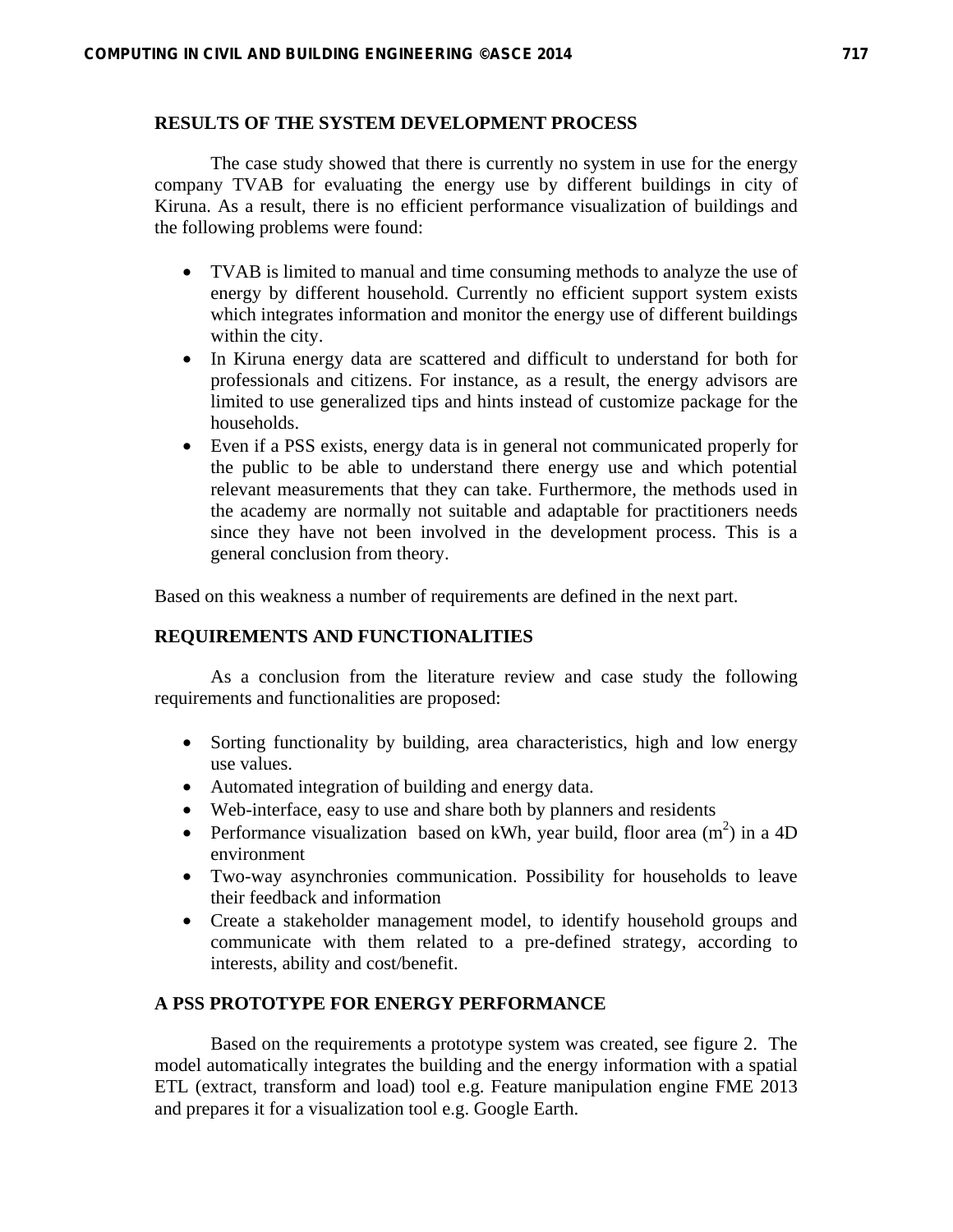## RESULTS OF THE SYSTEM DEVELOPMENT PROCESS

The case study showed that there is currently no system in use for the energy company TVAB for evaluating the energy use by different buildings in city of Kiruna. As a result, there is no efficient performance visualization of buildings and the following problems were found:

- TVAB is limited to manual and time consuming methods to analyze the use of energy by different household. Currently no efficient support system exists which integrates information and monitor the energy use of different buildings within the city.
- In Kiruna energy data are scattered and difficult to understand for both for professionals and citizens. For instance, as a result, the energy advisors are limited to use generalized tips and hints instead of customize package for the households.
- Even if a PSS exists, energy data is in general not communicated properly for the public to be able to understand there energy use and which potential relevant measurements that they can take. Furthermore, the methods used in the academy are normally not suitable and adaptable for practitioners needs since they have not been involved in the development process. This is a general conclusion from theory.

Based on this weakness a number of requirements are defined in the next part.

## REQUIREMENTS AND FUNCTIONALITIES

As a conclusion from the literature review and case study the following requirements and functionalities are proposed:

- Sorting functionality by building, area characteristics, high and low energy use values.
- Automated integration of building and energy data.
- Web-interface, easy to use and share both by planners and residents
- Performance visualization based on kWh, year build, floor area ($m^2$) in a 4D environment
- Two-way asynchronies communication. Possibility for households to leave their feedback and information
- Create a stakeholder management model, to identify household groups and communicate with them related to a pre-defined strategy, according to interests, ability and cost/benefit.

## A PSS PROTOTYPE FOR ENERGY PERFORMANCE

Based on the requirements a prototype system was created, see figure 2. The model automatically integrates the building and the energy information with a spatial ETL (extract, transform and load) tool e.g. Feature manipulation engine FME 2013 and prepares it for a visualization tool e.g. Google Earth.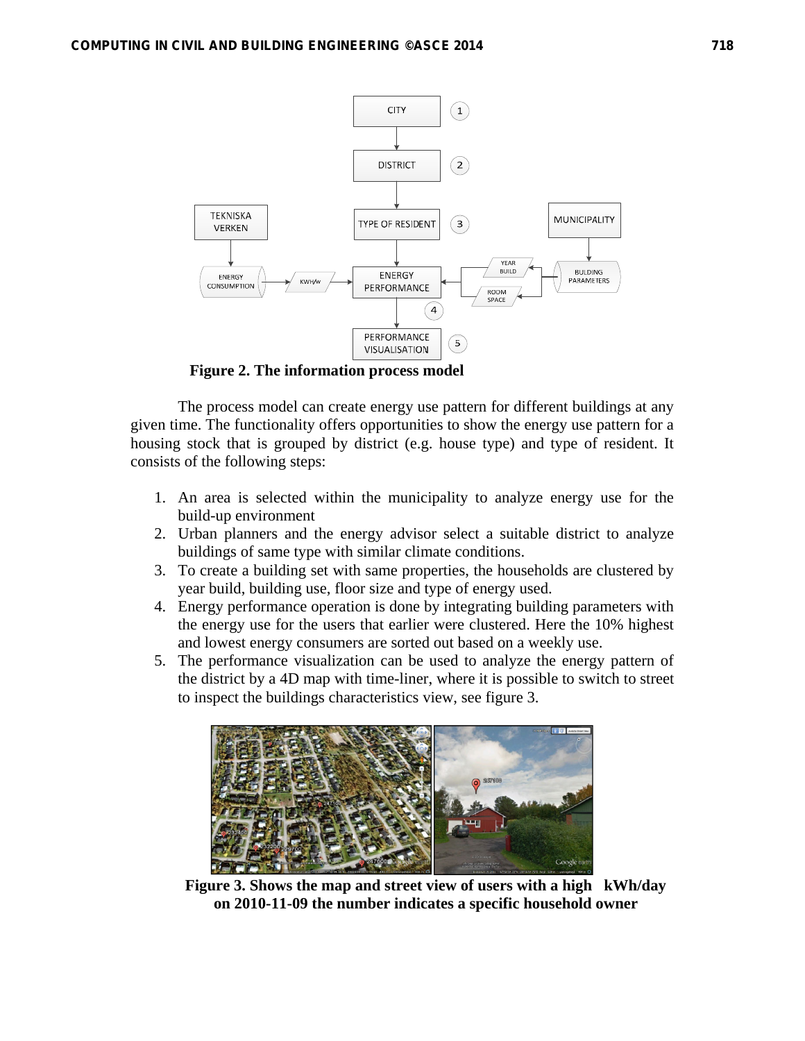CITY
1

DISTRICT
2

TEKNISKA VERKEN

TYPE OF RESIDENT
3

MUNICIPALITY

ENERGY CONSUMPTION

KWH/W

ENERGY PERFORMANCE

YEAR BUILD

ROOM SPACE

BULDING PARAMETERS

4

PERFORMANCE VISUALISATION
5

**Figure 2. The information process model**

The process model can create energy use pattern for different buildings at any given time. The functionality offers opportunities to show the energy use pattern for a housing stock that is grouped by district (e.g. house type) and type of resident. It consists of the following steps:

1. An area is selected within the municipality to analyze energy use for the build-up environment
2. Urban planners and the energy advisor select a suitable district to analyze buildings of same type with similar climate conditions.
3. To create a building set with same properties, the households are clustered by year build, building use, floor size and type of energy used.
4. Energy performance operation is done by integrating building parameters with the energy use for the users that earlier were clustered. Here the 10% highest and lowest energy consumers are sorted out based on a weekly use.
5. The performance visualization can be used to analyze the energy pattern of the district by a 4D map with time-liner, where it is possible to switch to street to inspect the buildings characteristics view, see figure 3.

**Figure 3. Shows the map and street view of users with a high kWh/day on 2010-11-09 the number indicates a specific household owner**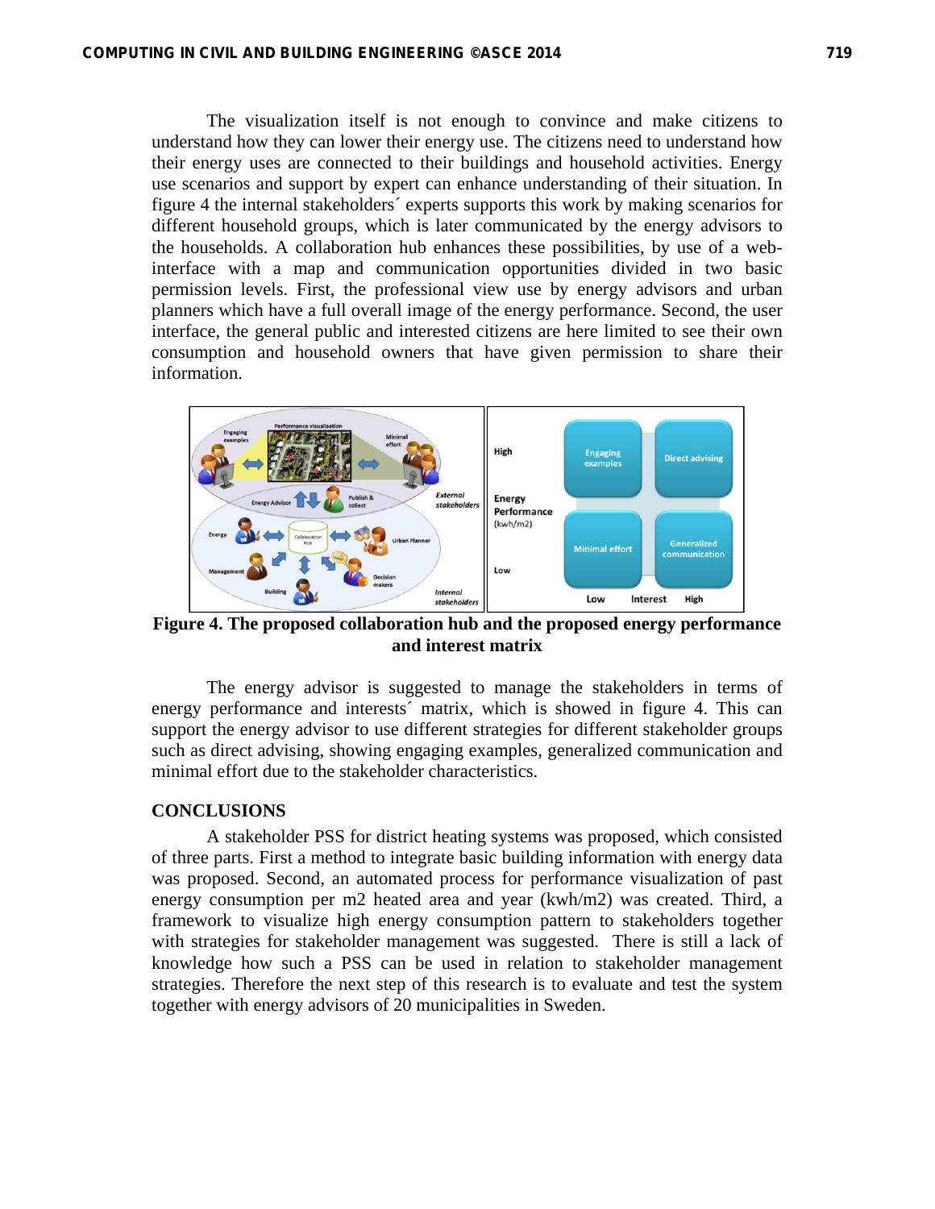The visualization itself is not enough to convince and make citizens to understand how they can lower their energy use. The citizens need to understand how their energy uses are connected to their buildings and household activities. Energy use scenarios and support by expert can enhance understanding of their situation. In figure 4 the internal stakeholders´ experts supports this work by making scenarios for different household groups, which is later communicated by the energy advisors to the households. A collaboration hub enhances these possibilities, by use of a web-interface with a map and communication opportunities divided in two basic permission levels. First, the professional view use by energy advisors and urban planners which have a full overall image of the energy performance. Second, the user interface, the general public and interested citizens are here limited to see their own consumption and household owners that have given permission to share their information.

Performance visualisation
Engaging examples
Minimal effort
Energy Advisor
Publish & collect
External stakeholders
Energy
Collaboration Hub
Urban Planner
Management
Decision makers
Building
Internal stakeholders

High
Energy Performance (kwh/m2)
Low
Engaging examples
Direct advising
Minimal effort
Generalized communication
Low
Interest
High

**Figure 4. The proposed collaboration hub and the proposed energy performance and interest matrix**

The energy advisor is suggested to manage the stakeholders in terms of energy performance and interests´ matrix, which is showed in figure 4. This can support the energy advisor to use different strategies for different stakeholder groups such as direct advising, showing engaging examples, generalized communication and minimal effort due to the stakeholder characteristics.

## CONCLUSIONS

A stakeholder PSS for district heating systems was proposed, which consisted of three parts. First a method to integrate basic building information with energy data was proposed. Second, an automated process for performance visualization of past energy consumption per m2 heated area and year (kwh/m2) was created. Third, a framework to visualize high energy consumption pattern to stakeholders together with strategies for stakeholder management was suggested. There is still a lack of knowledge how such a PSS can be used in relation to stakeholder management strategies. Therefore the next step of this research is to evaluate and test the system together with energy advisors of 20 municipalities in Sweden.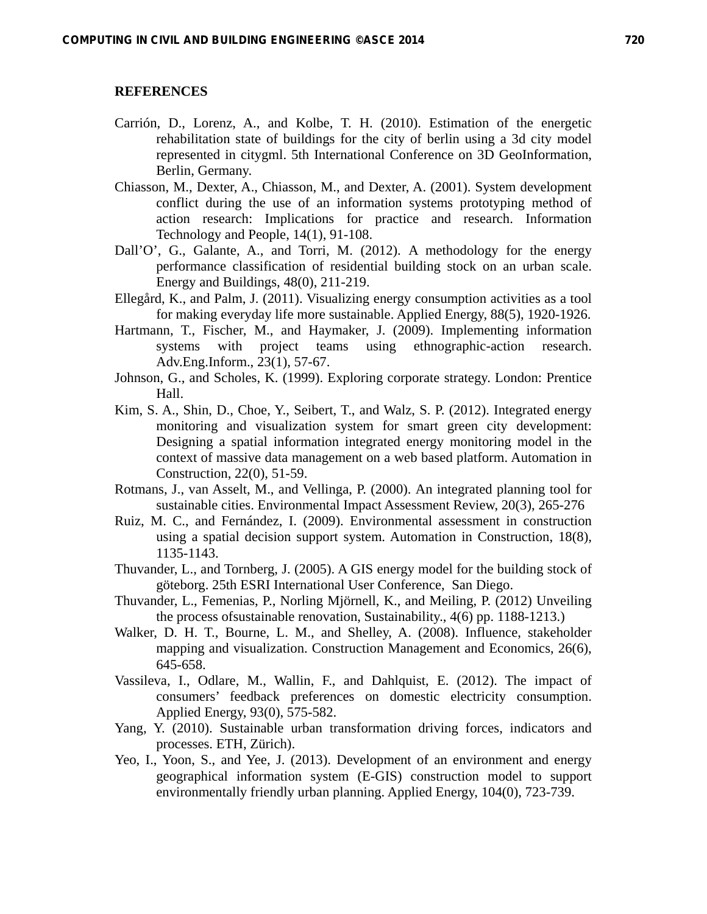## REFERENCES

Carrión, D., Lorenz, A., and Kolbe, T. H. (2010). Estimation of the energetic rehabilitation state of buildings for the city of berlin using a 3d city model represented in citygml. 5th International Conference on 3D GeoInformation, Berlin, Germany.

Chiasson, M., Dexter, A., Chiasson, M., and Dexter, A. (2001). System development conflict during the use of an information systems prototyping method of action research: Implications for practice and research. Information Technology and People, 14(1), 91-108.

Dall'O', G., Galante, A., and Torri, M. (2012). A methodology for the energy performance classification of residential building stock on an urban scale. Energy and Buildings, 48(0), 211-219.

Ellegård, K., and Palm, J. (2011). Visualizing energy consumption activities as a tool for making everyday life more sustainable. Applied Energy, 88(5), 1920-1926.

Hartmann, T., Fischer, M., and Haymaker, J. (2009). Implementing information systems with project teams using ethnographic-action research. Adv.Eng.Inform., 23(1), 57-67.

Johnson, G., and Scholes, K. (1999). Exploring corporate strategy. London: Prentice Hall.

Kim, S. A., Shin, D., Choe, Y., Seibert, T., and Walz, S. P. (2012). Integrated energy monitoring and visualization system for smart green city development: Designing a spatial information integrated energy monitoring model in the context of massive data management on a web based platform. Automation in Construction, 22(0), 51-59.

Rotmans, J., van Asselt, M., and Vellinga, P. (2000). An integrated planning tool for sustainable cities. Environmental Impact Assessment Review, 20(3), 265-276

Ruiz, M. C., and Fernández, I. (2009). Environmental assessment in construction using a spatial decision support system. Automation in Construction, 18(8), 1135-1143.

Thuvander, L., and Tornberg, J. (2005). A GIS energy model for the building stock of göteborg. 25th ESRI International User Conference, San Diego.

Thuvander, L., Femenias, P., Norling Mjörnell, K., and Meiling, P. (2012) Unveiling the process ofsustainable renovation, Sustainability., 4(6) pp. 1188-1213.)

Walker, D. H. T., Bourne, L. M., and Shelley, A. (2008). Influence, stakeholder mapping and visualization. Construction Management and Economics, 26(6), 645-658.

Vassileva, I., Odlare, M., Wallin, F., and Dahlquist, E. (2012). The impact of consumers' feedback preferences on domestic electricity consumption. Applied Energy, 93(0), 575-582.

Yang, Y. (2010). Sustainable urban transformation driving forces, indicators and processes. ETH, Zürich).

Yeo, I., Yoon, S., and Yee, J. (2013). Development of an environment and energy geographical information system (E-GIS) construction model to support environmentally friendly urban planning. Applied Energy, 104(0), 723-739.